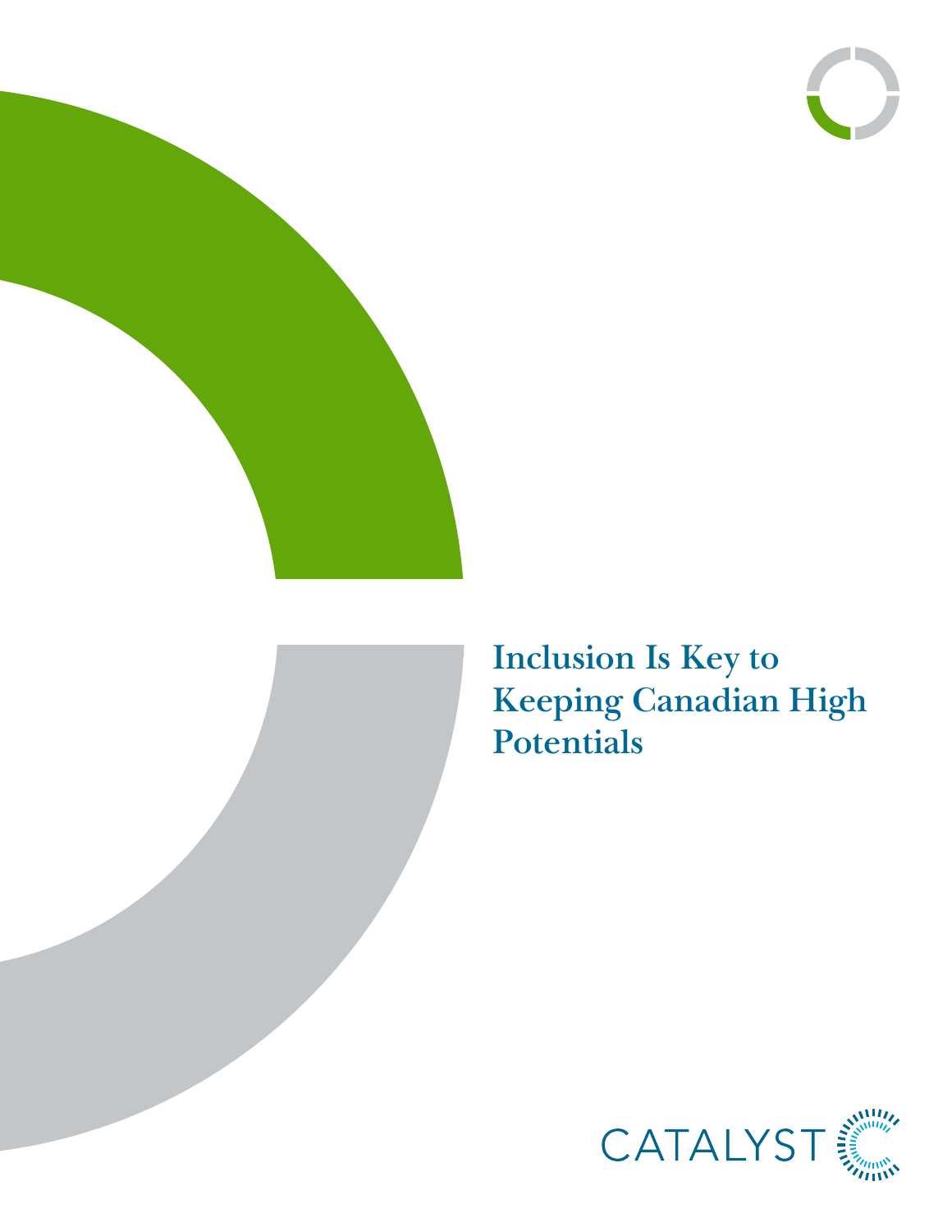# Inclusion Is Key to Keeping Canadian High Potentials

CATALYST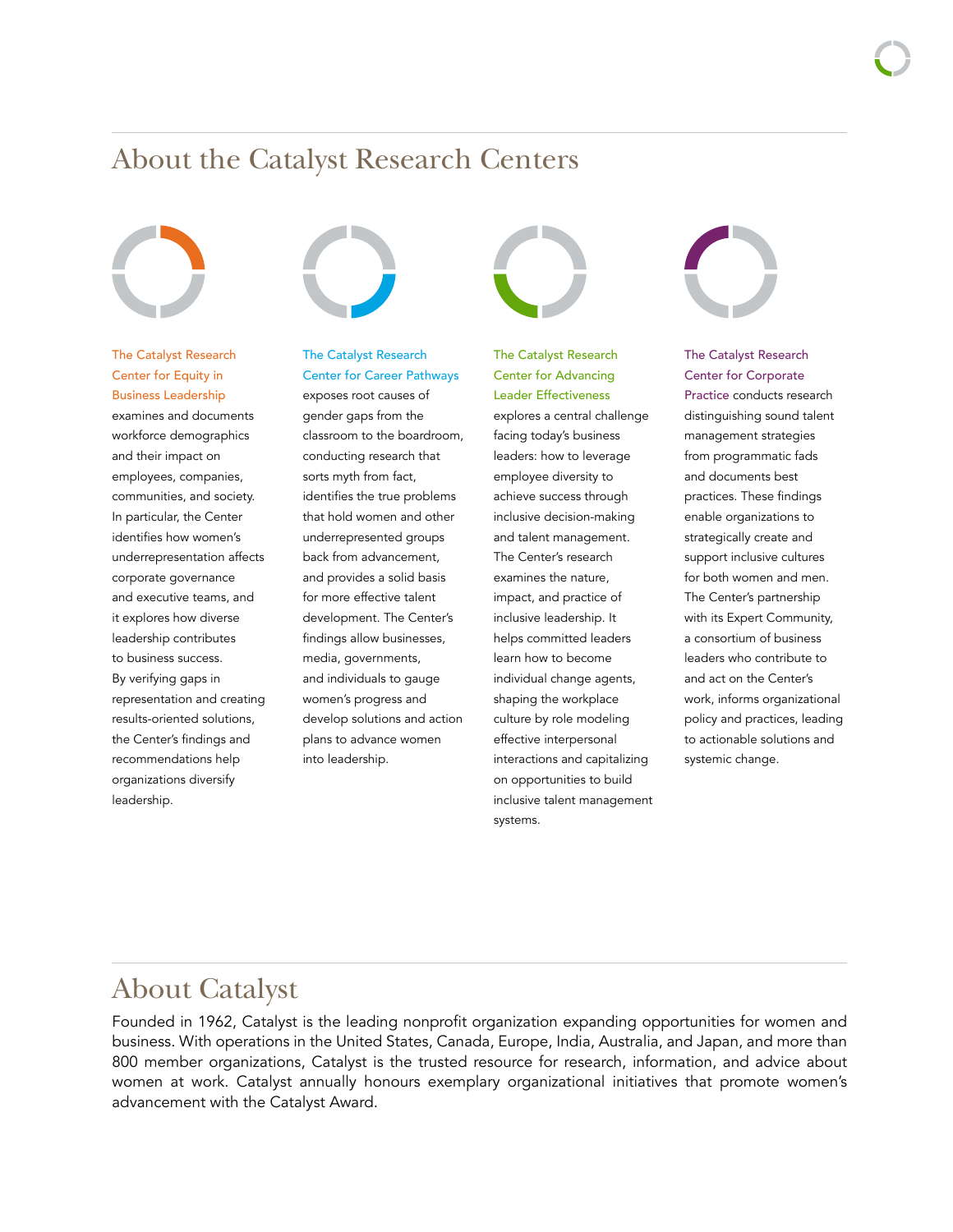## About the Catalyst Research Centers

**The Catalyst Research Center for Equity in Business Leadership** examines and documents workforce demographics and their impact on employees, companies, communities, and society. In particular, the Center identifies how women's underrepresentation affects corporate governance and executive teams, and it explores how diverse leadership contributes to business success. By verifying gaps in representation and creating results-oriented solutions, the Center's findings and recommendations help organizations diversify leadership.

**The Catalyst Research Center for Career Pathways** exposes root causes of gender gaps from the classroom to the boardroom, conducting research that sorts myth from fact, identifies the true problems that hold women and other underrepresented groups back from advancement, and provides a solid basis for more effective talent development. The Center's findings allow businesses, media, governments, and individuals to gauge women's progress and develop solutions and action plans to advance women into leadership.

**The Catalyst Research Center for Advancing Leader Effectiveness** explores a central challenge facing today's business leaders: how to leverage employee diversity to achieve success through inclusive decision-making and talent management. The Center's research examines the nature, impact, and practice of inclusive leadership. It helps committed leaders learn how to become individual change agents, shaping the workplace culture by role modeling effective interpersonal interactions and capitalizing on opportunities to build inclusive talent management systems.

**The Catalyst Research Center for Corporate Practice** conducts research distinguishing sound talent management strategies from programmatic fads and documents best practices. These findings enable organizations to strategically create and support inclusive cultures for both women and men. The Center's partnership with its Expert Community, a consortium of business leaders who contribute to and act on the Center's work, informs organizational policy and practices, leading to actionable solutions and systemic change.

## About Catalyst

Founded in 1962, Catalyst is the leading nonprofit organization expanding opportunities for women and business. With operations in the United States, Canada, Europe, India, Australia, and Japan, and more than 800 member organizations, Catalyst is the trusted resource for research, information, and advice about women at work. Catalyst annually honours exemplary organizational initiatives that promote women's advancement with the Catalyst Award.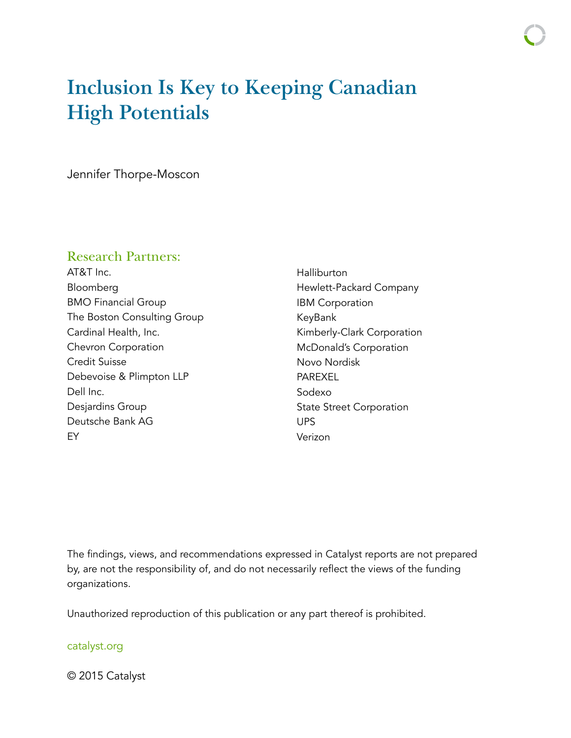# Inclusion Is Key to Keeping Canadian High Potentials

Jennifer Thorpe-Moscon

## Research Partners:

AT&T Inc.
Bloomberg
BMO Financial Group
The Boston Consulting Group
Cardinal Health, Inc.
Chevron Corporation
Credit Suisse
Debevoise & Plimpton LLP
Dell Inc.
Desjardins Group
Deutsche Bank AG
EY
Halliburton
Hewlett-Packard Company
IBM Corporation
KeyBank
Kimberly-Clark Corporation
McDonald's Corporation
Novo Nordisk
PAREXEL
Sodexo
State Street Corporation
UPS
Verizon

The findings, views, and recommendations expressed in Catalyst reports are not prepared by, are not the responsibility of, and do not necessarily reflect the views of the funding organizations.

Unauthorized reproduction of this publication or any part thereof is prohibited.

catalyst.org

© 2015 Catalyst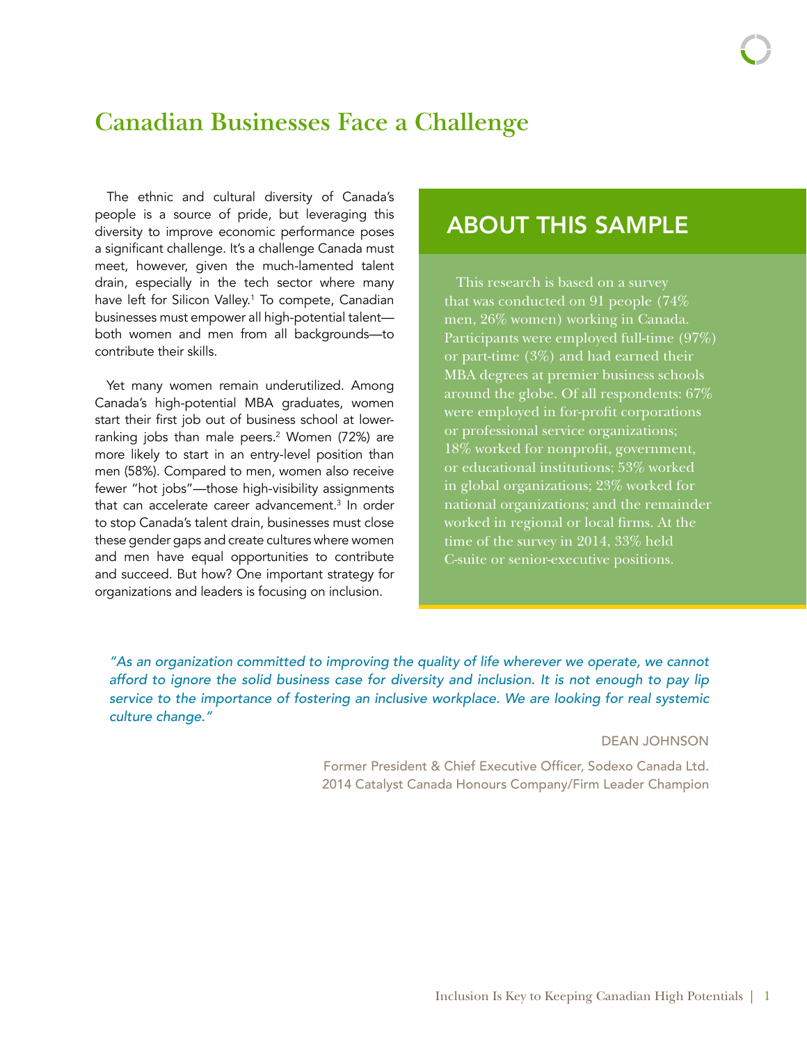# Canadian Businesses Face a Challenge

The ethnic and cultural diversity of Canada's people is a source of pride, but leveraging this diversity to improve economic performance poses a significant challenge. It's a challenge Canada must meet, however, given the much-lamented talent drain, especially in the tech sector where many have left for Silicon Valley.[1] To compete, Canadian businesses must empower all high-potential talent—both women and men from all backgrounds—to contribute their skills.

Yet many women remain underutilized. Among Canada's high-potential MBA graduates, women start their first job out of business school at lower-ranking jobs than male peers.[2] Women (72%) are more likely to start in an entry-level position than men (58%). Compared to men, women also receive fewer "hot jobs"—those high-visibility assignments that can accelerate career advancement.[3] In order to stop Canada's talent drain, businesses must close these gender gaps and create cultures where women and men have equal opportunities to contribute and succeed. But how? One important strategy for organizations and leaders is focusing on inclusion.

## ABOUT THIS SAMPLE

This research is based on a survey that was conducted on 91 people (74% men, 26% women) working in Canada. Participants were employed full-time (97%) or part-time (3%) and had earned their MBA degrees at premier business schools around the globe. Of all respondents: 67% were employed in for-profit corporations or professional service organizations; 18% worked for nonprofit, government, or educational institutions; 53% worked in global organizations; 23% worked for national organizations; and the remainder worked in regional or local firms. At the time of the survey in 2014, 33% held C-suite or senior-executive positions.

*"As an organization committed to improving the quality of life wherever we operate, we cannot afford to ignore the solid business case for diversity and inclusion. It is not enough to pay lip service to the importance of fostering an inclusive workplace. We are looking for real systemic culture change."*

DEAN JOHNSON

Former President & Chief Executive Officer, Sodexo Canada Ltd.
2014 Catalyst Canada Honours Company/Firm Leader Champion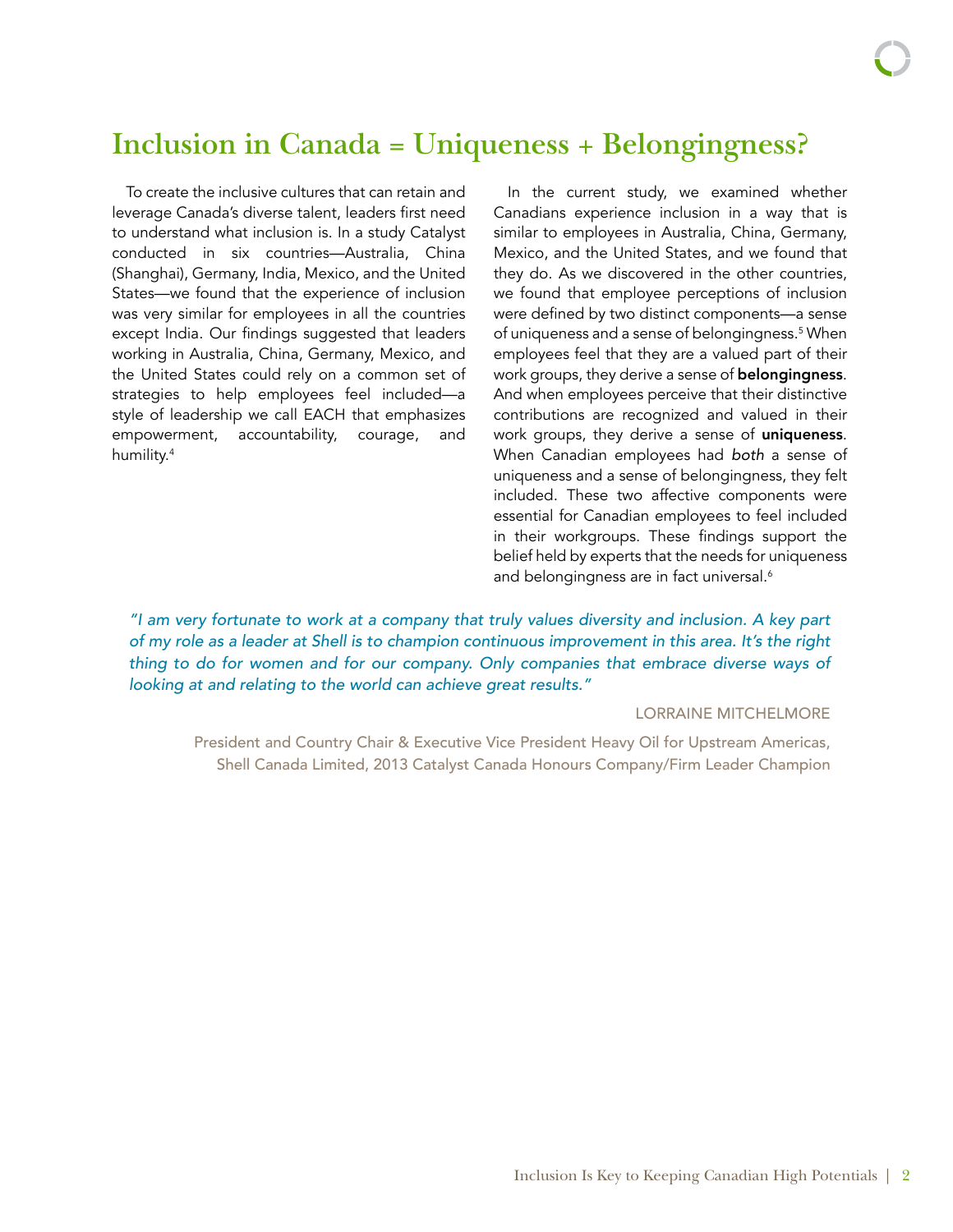# Inclusion in Canada = Uniqueness + Belongingness?

To create the inclusive cultures that can retain and leverage Canada's diverse talent, leaders first need to understand what inclusion is. In a study Catalyst conducted in six countries—Australia, China (Shanghai), Germany, India, Mexico, and the United States—we found that the experience of inclusion was very similar for employees in all the countries except India. Our findings suggested that leaders working in Australia, China, Germany, Mexico, and the United States could rely on a common set of strategies to help employees feel included—a style of leadership we call EACH that emphasizes empowerment, accountability, courage, and humility.[4]

In the current study, we examined whether Canadians experience inclusion in a way that is similar to employees in Australia, China, Germany, Mexico, and the United States, and we found that they do. As we discovered in the other countries, we found that employee perceptions of inclusion were defined by two distinct components—a sense of uniqueness and a sense of belongingness.[5] When employees feel that they are a valued part of their work groups, they derive a sense of **belongingness**. And when employees perceive that their distinctive contributions are recognized and valued in their work groups, they derive a sense of **uniqueness**. When Canadian employees had *both* a sense of uniqueness and a sense of belongingness, they felt included. These two affective components were essential for Canadian employees to feel included in their workgroups. These findings support the belief held by experts that the needs for uniqueness and belongingness are in fact universal.[6]

*"I am very fortunate to work at a company that truly values diversity and inclusion. A key part of my role as a leader at Shell is to champion continuous improvement in this area. It's the right thing to do for women and for our company. Only companies that embrace diverse ways of looking at and relating to the world can achieve great results."*

LORRAINE MITCHELMORE

President and Country Chair & Executive Vice President Heavy Oil for Upstream Americas, Shell Canada Limited, 2013 Catalyst Canada Honours Company/Firm Leader Champion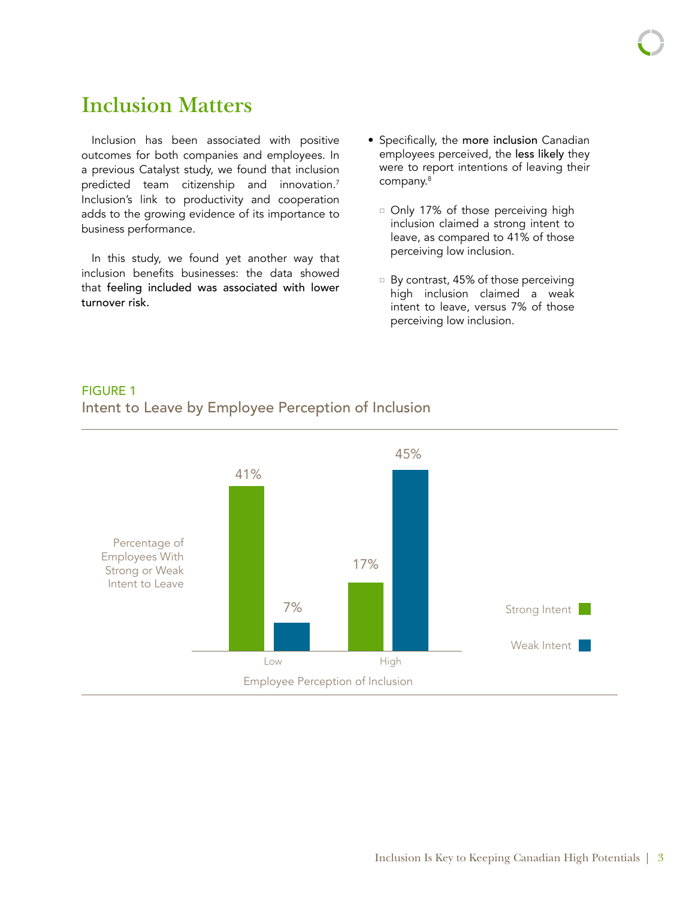# Inclusion Matters

Inclusion has been associated with positive outcomes for both companies and employees. In a previous Catalyst study, we found that inclusion predicted team citizenship and innovation.[7] Inclusion's link to productivity and cooperation adds to the growing evidence of its importance to business performance.

In this study, we found yet another way that inclusion benefits businesses: the data showed that feeling included was associated with lower turnover risk.

- Specifically, the more inclusion Canadian employees perceived, the less likely they were to report intentions of leaving their company.[8]
  - Only 17% of those perceiving high inclusion claimed a strong intent to leave, as compared to 41% of those perceiving low inclusion.
  - By contrast, 45% of those perceiving high inclusion claimed a weak intent to leave, versus 7% of those perceiving low inclusion.

FIGURE 1

Intent to Leave by Employee Perception of Inclusion

| Employee Perception of Inclusion | Strong Intent | Weak Intent |
|---|---|---|
| Low | 41% | 7% |
| High | 17% | 45% |

Percentage of Employees With Strong or Weak Intent to Leave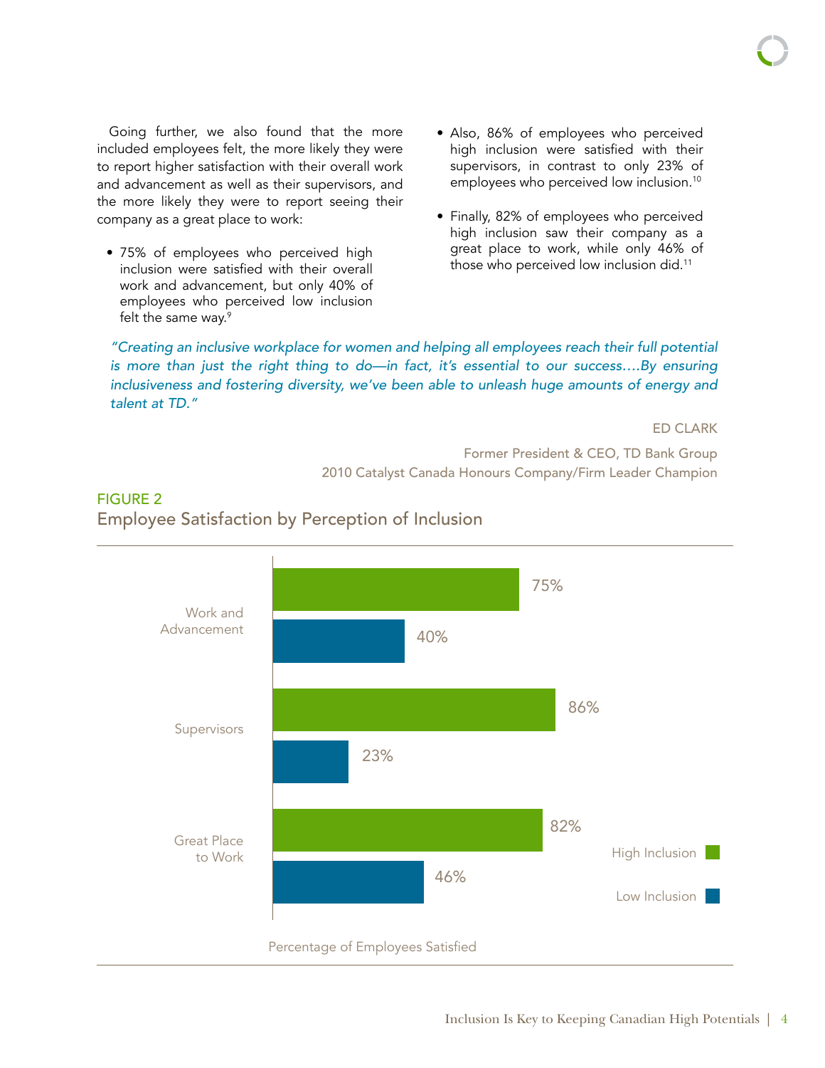Going further, we also found that the more included employees felt, the more likely they were to report higher satisfaction with their overall work and advancement as well as their supervisors, and the more likely they were to report seeing their company as a great place to work:

- 75% of employees who perceived high inclusion were satisfied with their overall work and advancement, but only 40% of employees who perceived low inclusion felt the same way.[9]
- Also, 86% of employees who perceived high inclusion were satisfied with their supervisors, in contrast to only 23% of employees who perceived low inclusion.[10]
- Finally, 82% of employees who perceived high inclusion saw their company as a great place to work, while only 46% of those who perceived low inclusion did.[11]

*"Creating an inclusive workplace for women and helping all employees reach their full potential is more than just the right thing to do—in fact, it's essential to our success….By ensuring inclusiveness and fostering diversity, we've been able to unleash huge amounts of energy and talent at TD."*

ED CLARK

Former President & CEO, TD Bank Group
2010 Catalyst Canada Honours Company/Firm Leader Champion

FIGURE 2
Employee Satisfaction by Perception of Inclusion

| | High Inclusion | Low Inclusion |
| --- | --- | --- |
| Work and Advancement | 75% | 40% |
| Supervisors | 86% | 23% |
| Great Place to Work | 82% | 46% |

Percentage of Employees Satisfied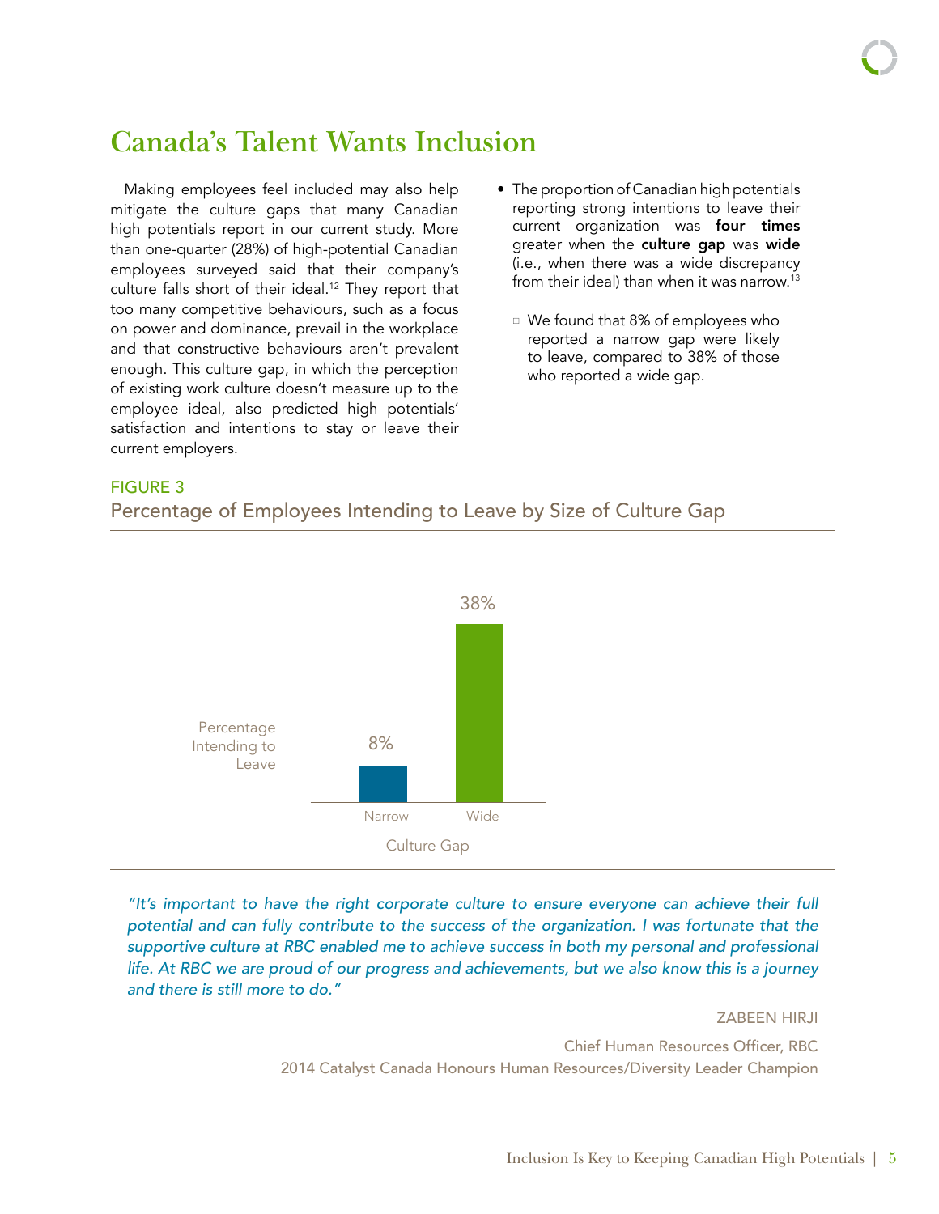# Canada's Talent Wants Inclusion

Making employees feel included may also help mitigate the culture gaps that many Canadian high potentials report in our current study. More than one-quarter (28%) of high-potential Canadian employees surveyed said that their company's culture falls short of their ideal.[12] They report that too many competitive behaviours, such as a focus on power and dominance, prevail in the workplace and that constructive behaviours aren't prevalent enough. This culture gap, in which the perception of existing work culture doesn't measure up to the employee ideal, also predicted high potentials' satisfaction and intentions to stay or leave their current employers.

- The proportion of Canadian high potentials reporting strong intentions to leave their current organization was **four times** greater when the **culture gap** was **wide** (i.e., when there was a wide discrepancy from their ideal) than when it was narrow.[13]
  - We found that 8% of employees who reported a narrow gap were likely to leave, compared to 38% of those who reported a wide gap.

FIGURE 3

Percentage of Employees Intending to Leave by Size of Culture Gap

| Culture Gap | Percentage Intending to Leave |
|---|---|
| Narrow | 8% |
| Wide | 38% |

*"It's important to have the right corporate culture to ensure everyone can achieve their full potential and can fully contribute to the success of the organization. I was fortunate that the supportive culture at RBC enabled me to achieve success in both my personal and professional life. At RBC we are proud of our progress and achievements, but we also know this is a journey and there is still more to do."*

ZABEEN HIRJI

Chief Human Resources Officer, RBC
2014 Catalyst Canada Honours Human Resources/Diversity Leader Champion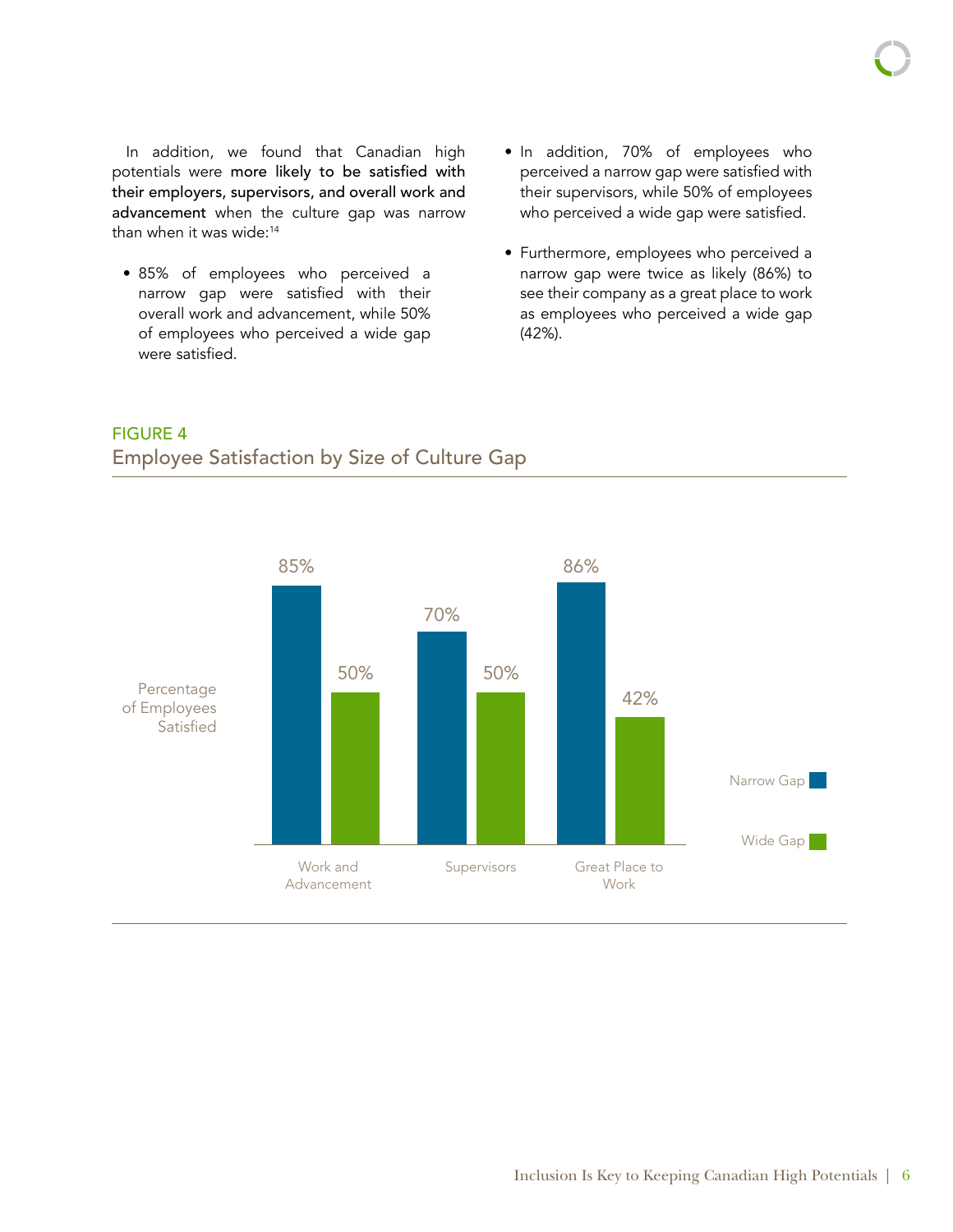In addition, we found that Canadian high potentials were **more likely to be satisfied with their employers, supervisors, and overall work and advancement** when the culture gap was narrow than when it was wide:[14]

- 85% of employees who perceived a narrow gap were satisfied with their overall work and advancement, while 50% of employees who perceived a wide gap were satisfied.
- In addition, 70% of employees who perceived a narrow gap were satisfied with their supervisors, while 50% of employees who perceived a wide gap were satisfied.
- Furthermore, employees who perceived a narrow gap were twice as likely (86%) to see their company as a great place to work as employees who perceived a wide gap (42%).

FIGURE 4

## Employee Satisfaction by Size of Culture Gap

Percentage of Employees Satisfied

| | Narrow Gap | Wide Gap |
|---|---|---|
| Work and Advancement | 85% | 50% |
| Supervisors | 70% | 50% |
| Great Place to Work | 86% | 42% |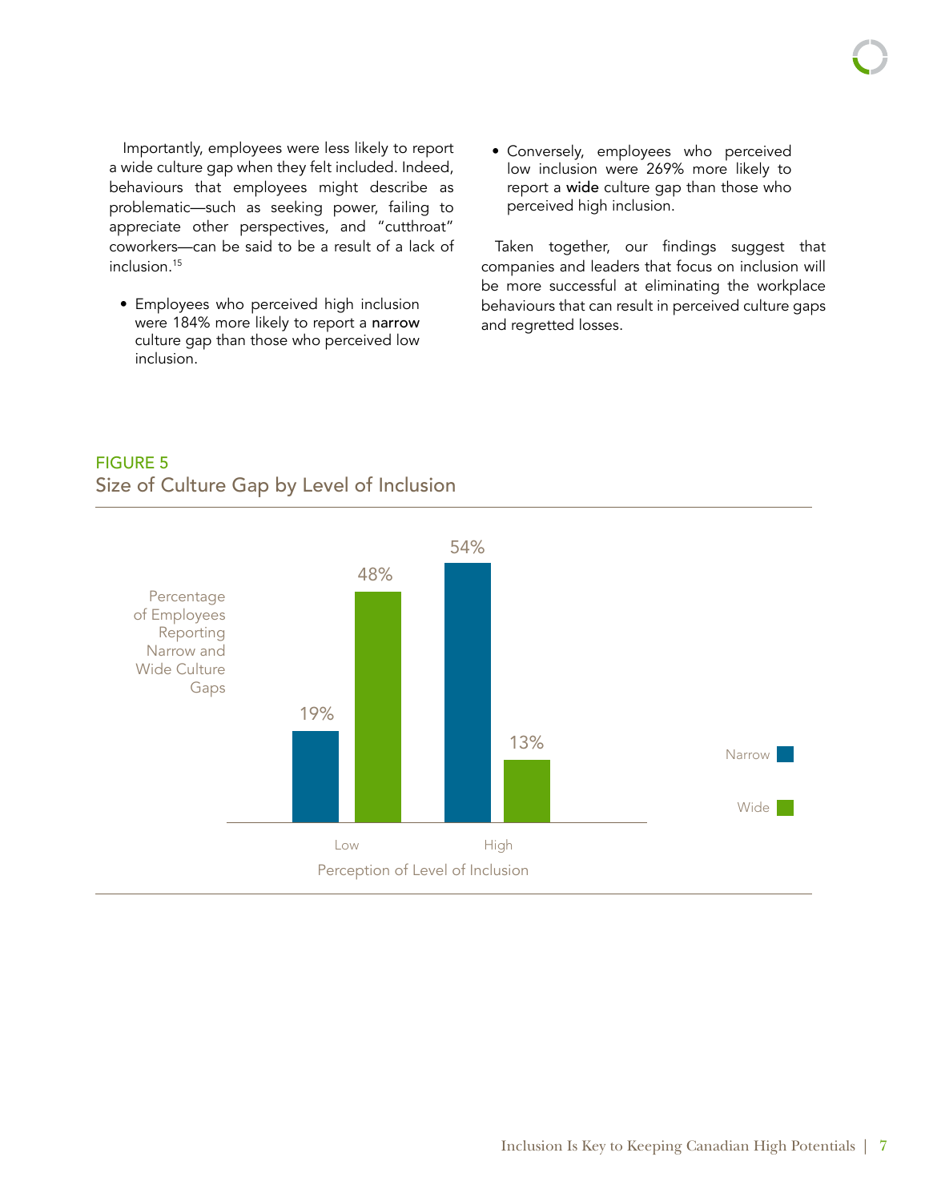Importantly, employees were less likely to report a wide culture gap when they felt included. Indeed, behaviours that employees might describe as problematic—such as seeking power, failing to appreciate other perspectives, and "cutthroat" coworkers—can be said to be a result of a lack of inclusion.[15]

- Employees who perceived high inclusion were 184% more likely to report a **narrow** culture gap than those who perceived low inclusion.
- Conversely, employees who perceived low inclusion were 269% more likely to report a **wide** culture gap than those who perceived high inclusion.

Taken together, our findings suggest that companies and leaders that focus on inclusion will be more successful at eliminating the workplace behaviours that can result in perceived culture gaps and regretted losses.

FIGURE 5
Size of Culture Gap by Level of Inclusion

Percentage of Employees Reporting Narrow and Wide Culture Gaps

| Perception of Level of Inclusion | Narrow | Wide |
| --- | --- | --- |
| Low | 19% | 48% |
| High | 54% | 13% |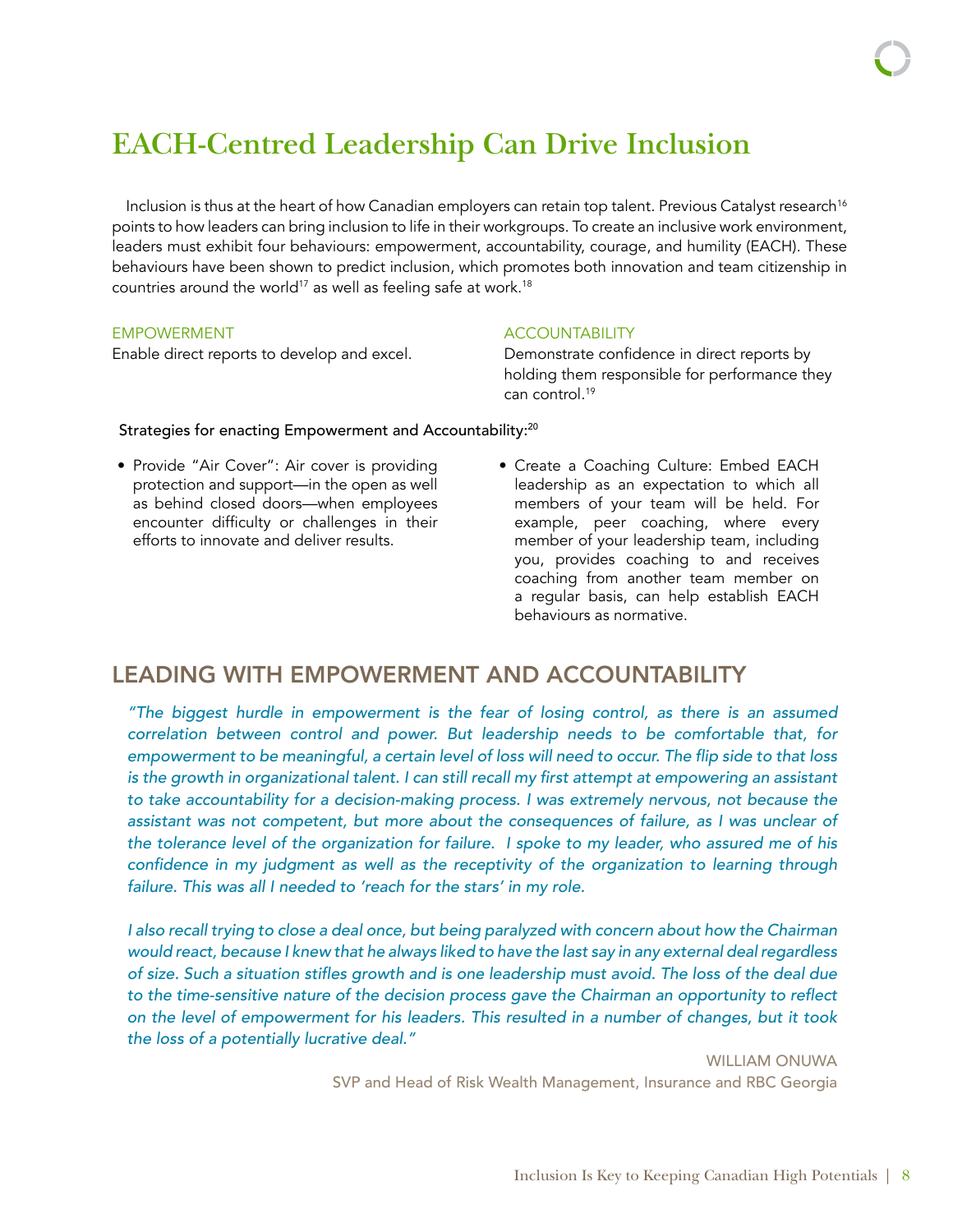# EACH-Centred Leadership Can Drive Inclusion

Inclusion is thus at the heart of how Canadian employers can retain top talent. Previous Catalyst research[16] points to how leaders can bring inclusion to life in their workgroups. To create an inclusive work environment, leaders must exhibit four behaviours: empowerment, accountability, courage, and humility (EACH). These behaviours have been shown to predict inclusion, which promotes both innovation and team citizenship in countries around the world[17] as well as feeling safe at work.[18]

EMPOWERMENT

Enable direct reports to develop and excel.

ACCOUNTABILITY

Demonstrate confidence in direct reports by holding them responsible for performance they can control.[19]

Strategies for enacting Empowerment and Accountability:[20]

- Provide "Air Cover": Air cover is providing protection and support—in the open as well as behind closed doors—when employees encounter difficulty or challenges in their efforts to innovate and deliver results.
- Create a Coaching Culture: Embed EACH leadership as an expectation to which all members of your team will be held. For example, peer coaching, where every member of your leadership team, including you, provides coaching to and receives coaching from another team member on a regular basis, can help establish EACH behaviours as normative.

## LEADING WITH EMPOWERMENT AND ACCOUNTABILITY

*"The biggest hurdle in empowerment is the fear of losing control, as there is an assumed correlation between control and power. But leadership needs to be comfortable that, for empowerment to be meaningful, a certain level of loss will need to occur. The flip side to that loss is the growth in organizational talent. I can still recall my first attempt at empowering an assistant to take accountability for a decision-making process. I was extremely nervous, not because the assistant was not competent, but more about the consequences of failure, as I was unclear of the tolerance level of the organization for failure. I spoke to my leader, who assured me of his confidence in my judgment as well as the receptivity of the organization to learning through failure. This was all I needed to 'reach for the stars' in my role.*

*I also recall trying to close a deal once, but being paralyzed with concern about how the Chairman would react, because I knew that he always liked to have the last say in any external deal regardless of size. Such a situation stifles growth and is one leadership must avoid. The loss of the deal due to the time-sensitive nature of the decision process gave the Chairman an opportunity to reflect on the level of empowerment for his leaders. This resulted in a number of changes, but it took the loss of a potentially lucrative deal."*

WILLIAM ONUWA

SVP and Head of Risk Wealth Management, Insurance and RBC Georgia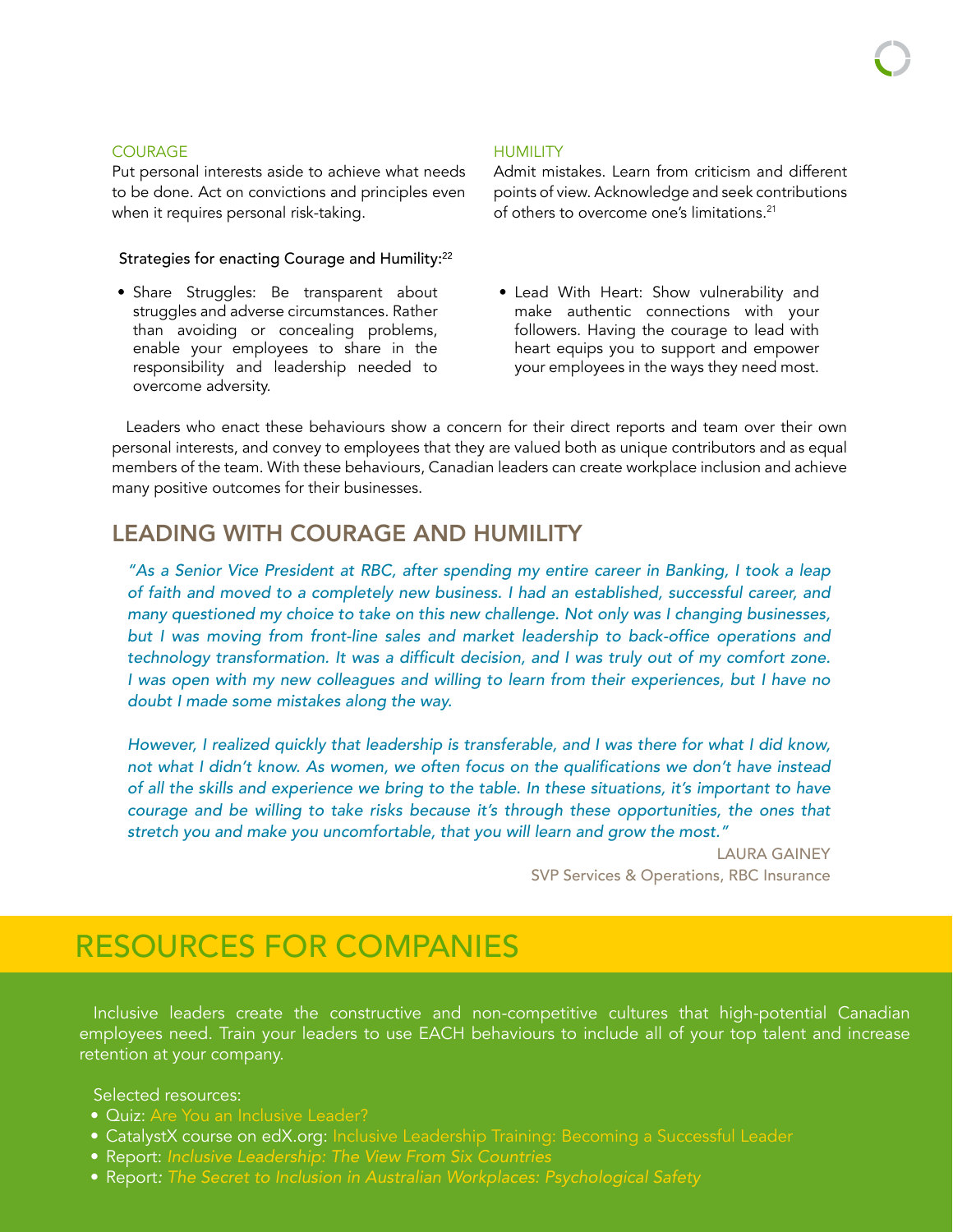### COURAGE

Put personal interests aside to achieve what needs to be done. Act on convictions and principles even when it requires personal risk-taking.

### HUMILITY

Admit mistakes. Learn from criticism and different points of view. Acknowledge and seek contributions of others to overcome one's limitations.[21]

Strategies for enacting Courage and Humility:[22]

- Share Struggles: Be transparent about struggles and adverse circumstances. Rather than avoiding or concealing problems, enable your employees to share in the responsibility and leadership needed to overcome adversity.
- Lead With Heart: Show vulnerability and make authentic connections with your followers. Having the courage to lead with heart equips you to support and empower your employees in the ways they need most.

Leaders who enact these behaviours show a concern for their direct reports and team over their own personal interests, and convey to employees that they are valued both as unique contributors and as equal members of the team. With these behaviours, Canadian leaders can create workplace inclusion and achieve many positive outcomes for their businesses.

## LEADING WITH COURAGE AND HUMILITY

*"As a Senior Vice President at RBC, after spending my entire career in Banking, I took a leap of faith and moved to a completely new business. I had an established, successful career, and many questioned my choice to take on this new challenge. Not only was I changing businesses, but I was moving from front-line sales and market leadership to back-office operations and technology transformation. It was a difficult decision, and I was truly out of my comfort zone. I was open with my new colleagues and willing to learn from their experiences, but I have no doubt I made some mistakes along the way.*

*However, I realized quickly that leadership is transferable, and I was there for what I did know, not what I didn't know. As women, we often focus on the qualifications we don't have instead of all the skills and experience we bring to the table. In these situations, it's important to have courage and be willing to take risks because it's through these opportunities, the ones that stretch you and make you uncomfortable, that you will learn and grow the most."*

LAURA GAINEY
SVP Services & Operations, RBC Insurance

# RESOURCES FOR COMPANIES

Inclusive leaders create the constructive and non-competitive cultures that high-potential Canadian employees need. Train your leaders to use EACH behaviours to include all of your top talent and increase retention at your company.

Selected resources:

- Quiz: Are You an Inclusive Leader?
- CatalystX course on edX.org: Inclusive Leadership Training: Becoming a Successful Leader
- Report: *Inclusive Leadership: The View From Six Countries*
- Report: *The Secret to Inclusion in Australian Workplaces: Psychological Safety*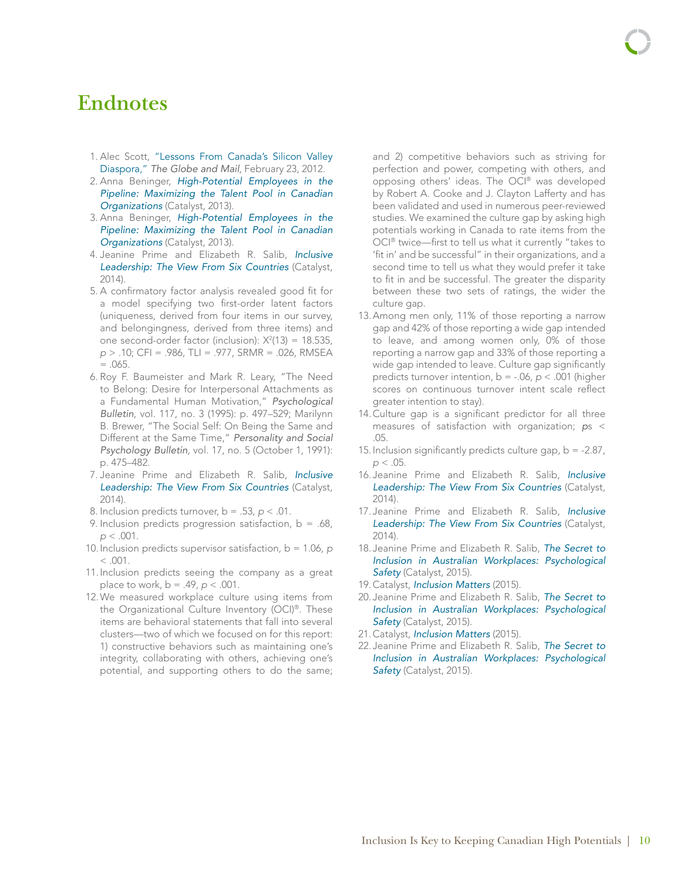# Endnotes

1. Alec Scott, "Lessons From Canada's Silicon Valley Diaspora," *The Globe and Mail*, February 23, 2012.
2. Anna Beninger, *High-Potential Employees in the Pipeline: Maximizing the Talent Pool in Canadian Organizations* (Catalyst, 2013).
3. Anna Beninger, *High-Potential Employees in the Pipeline: Maximizing the Talent Pool in Canadian Organizations* (Catalyst, 2013).
4. Jeanine Prime and Elizabeth R. Salib, *Inclusive Leadership: The View From Six Countries* (Catalyst, 2014).
5. A confirmatory factor analysis revealed good fit for a model specifying two first-order latent factors (uniqueness, derived from four items in our survey, and belongingness, derived from three items) and one second-order factor (inclusion): $X^2(13) = 18.535$, $p > .10$; CFI = .986, TLI = .977, SRMR = .026, RMSEA = .065.
6. Roy F. Baumeister and Mark R. Leary, "The Need to Belong: Desire for Interpersonal Attachments as a Fundamental Human Motivation," *Psychological Bulletin*, vol. 117, no. 3 (1995): p. 497–529; Marilynn B. Brewer, "The Social Self: On Being the Same and Different at the Same Time," *Personality and Social Psychology Bulletin*, vol. 17, no. 5 (October 1, 1991): p. 475–482.
7. Jeanine Prime and Elizabeth R. Salib, *Inclusive Leadership: The View From Six Countries* (Catalyst, 2014).
8. Inclusion predicts turnover, $b = .53$, $p < .01$.
9. Inclusion predicts progression satisfaction, $b = .68$, $p < .001$.
10. Inclusion predicts supervisor satisfaction, $b = 1.06$, $p < .001$.
11. Inclusion predicts seeing the company as a great place to work, $b = .49$, $p < .001$.
12. We measured workplace culture using items from the Organizational Culture Inventory (OCI)®. These items are behavioral statements that fall into several clusters—two of which we focused on for this report: 1) constructive behaviors such as maintaining one's integrity, collaborating with others, achieving one's potential, and supporting others to do the same; and 2) competitive behaviors such as striving for perfection and power, competing with others, and opposing others' ideas. The OCI® was developed by Robert A. Cooke and J. Clayton Lafferty and has been validated and used in numerous peer-reviewed studies. We examined the culture gap by asking high potentials working in Canada to rate items from the OCI® twice—first to tell us what it currently "takes to 'fit in' and be successful" in their organizations, and a second time to tell us what they would prefer it take to fit in and be successful. The greater the disparity between these two sets of ratings, the wider the culture gap.
13. Among men only, 11% of those reporting a narrow gap and 42% of those reporting a wide gap intended to leave, and among women only, 0% of those reporting a narrow gap and 33% of those reporting a wide gap intended to leave. Culture gap significantly predicts turnover intention, $b = -.06$, $p < .001$ (higher scores on continuous turnover intent scale reflect greater intention to stay).
14. Culture gap is a significant predictor for all three measures of satisfaction with organization; $p$s $< .05$.
15. Inclusion significantly predicts culture gap, $b = -2.87$, $p < .05$.
16. Jeanine Prime and Elizabeth R. Salib, *Inclusive Leadership: The View From Six Countries* (Catalyst, 2014).
17. Jeanine Prime and Elizabeth R. Salib, *Inclusive Leadership: The View From Six Countries* (Catalyst, 2014).
18. Jeanine Prime and Elizabeth R. Salib, *The Secret to Inclusion in Australian Workplaces: Psychological Safety* (Catalyst, 2015).
19. Catalyst, *Inclusion Matters* (2015).
20. Jeanine Prime and Elizabeth R. Salib, *The Secret to Inclusion in Australian Workplaces: Psychological Safety* (Catalyst, 2015).
21. Catalyst, *Inclusion Matters* (2015).
22. Jeanine Prime and Elizabeth R. Salib, *The Secret to Inclusion in Australian Workplaces: Psychological Safety* (Catalyst, 2015).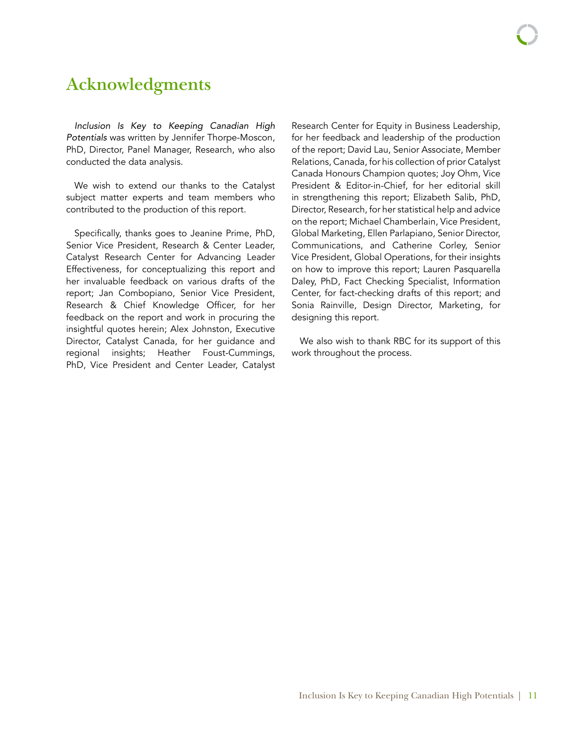# Acknowledgments

*Inclusion Is Key to Keeping Canadian High Potentials* was written by Jennifer Thorpe-Moscon, PhD, Director, Panel Manager, Research, who also conducted the data analysis.

We wish to extend our thanks to the Catalyst subject matter experts and team members who contributed to the production of this report.

Specifically, thanks goes to Jeanine Prime, PhD, Senior Vice President, Research & Center Leader, Catalyst Research Center for Advancing Leader Effectiveness, for conceptualizing this report and her invaluable feedback on various drafts of the report; Jan Combopiano, Senior Vice President, Research & Chief Knowledge Officer, for her feedback on the report and work in procuring the insightful quotes herein; Alex Johnston, Executive Director, Catalyst Canada, for her guidance and regional insights; Heather Foust-Cummings, PhD, Vice President and Center Leader, Catalyst Research Center for Equity in Business Leadership, for her feedback and leadership of the production of the report; David Lau, Senior Associate, Member Relations, Canada, for his collection of prior Catalyst Canada Honours Champion quotes; Joy Ohm, Vice President & Editor-in-Chief, for her editorial skill in strengthening this report; Elizabeth Salib, PhD, Director, Research, for her statistical help and advice on the report; Michael Chamberlain, Vice President, Global Marketing, Ellen Parlapiano, Senior Director, Communications, and Catherine Corley, Senior Vice President, Global Operations, for their insights on how to improve this report; Lauren Pasquarella Daley, PhD, Fact Checking Specialist, Information Center, for fact-checking drafts of this report; and Sonia Rainville, Design Director, Marketing, for designing this report.

We also wish to thank RBC for its support of this work throughout the process.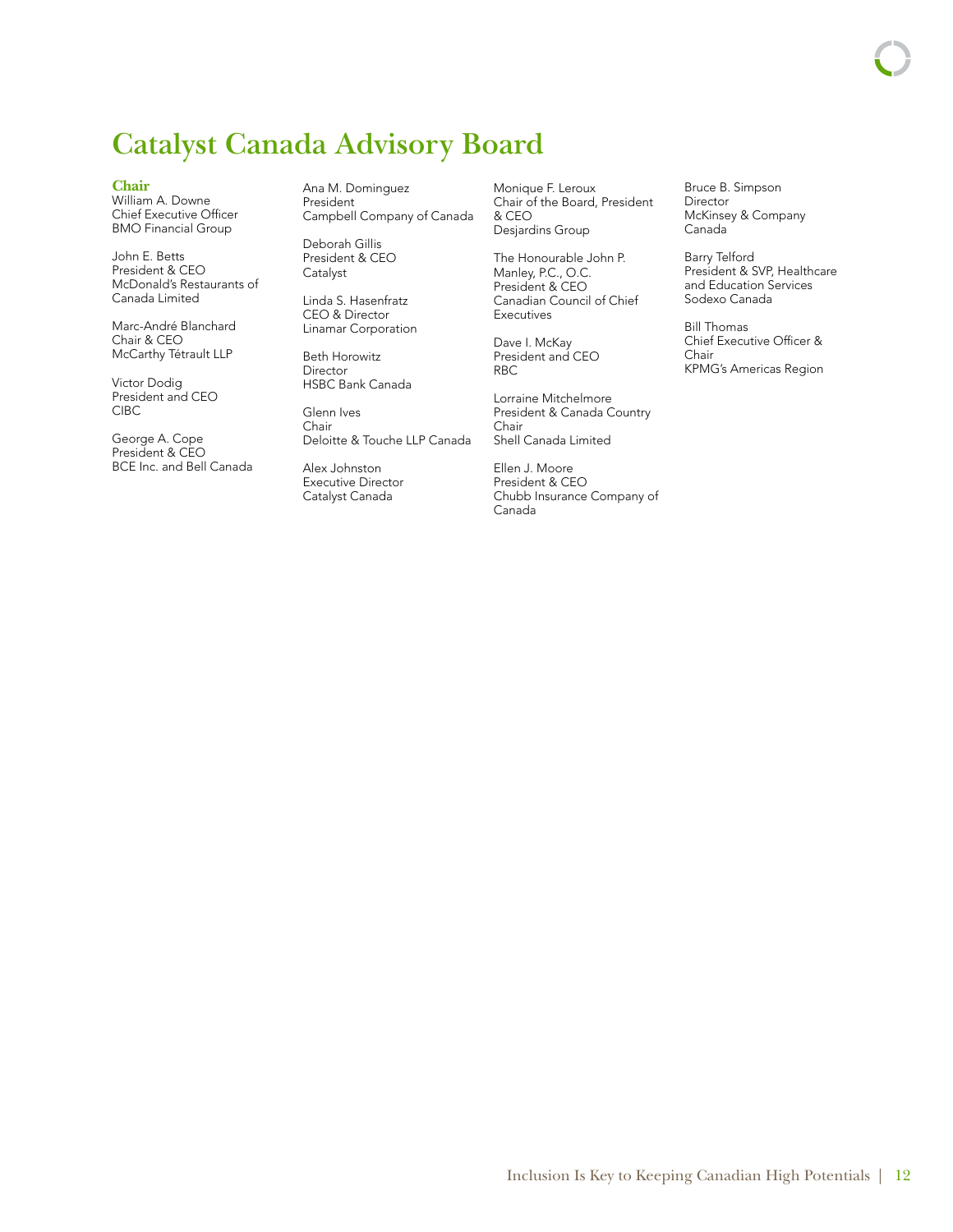# Catalyst Canada Advisory Board

**Chair**
William A. Downe
Chief Executive Officer
BMO Financial Group

John E. Betts
President & CEO
McDonald's Restaurants of Canada Limited

Marc-André Blanchard
Chair & CEO
McCarthy Tétrault LLP

Victor Dodig
President and CEO
CIBC

George A. Cope
President & CEO
BCE Inc. and Bell Canada

Ana M. Dominguez
President
Campbell Company of Canada

Deborah Gillis
President & CEO
Catalyst

Linda S. Hasenfratz
CEO & Director
Linamar Corporation

Beth Horowitz
Director
HSBC Bank Canada

Glenn Ives
Chair
Deloitte & Touche LLP Canada

Alex Johnston
Executive Director
Catalyst Canada

Monique F. Leroux
Chair of the Board, President & CEO
Desjardins Group

The Honourable John P. Manley, P.C., O.C.
President & CEO
Canadian Council of Chief Executives

Dave I. McKay
President and CEO
RBC

Lorraine Mitchelmore
President & Canada Country Chair
Shell Canada Limited

Ellen J. Moore
President & CEO
Chubb Insurance Company of Canada

Bruce B. Simpson
Director
McKinsey & Company Canada

Barry Telford
President & SVP, Healthcare and Education Services
Sodexo Canada

Bill Thomas
Chief Executive Officer & Chair
KPMG's Americas Region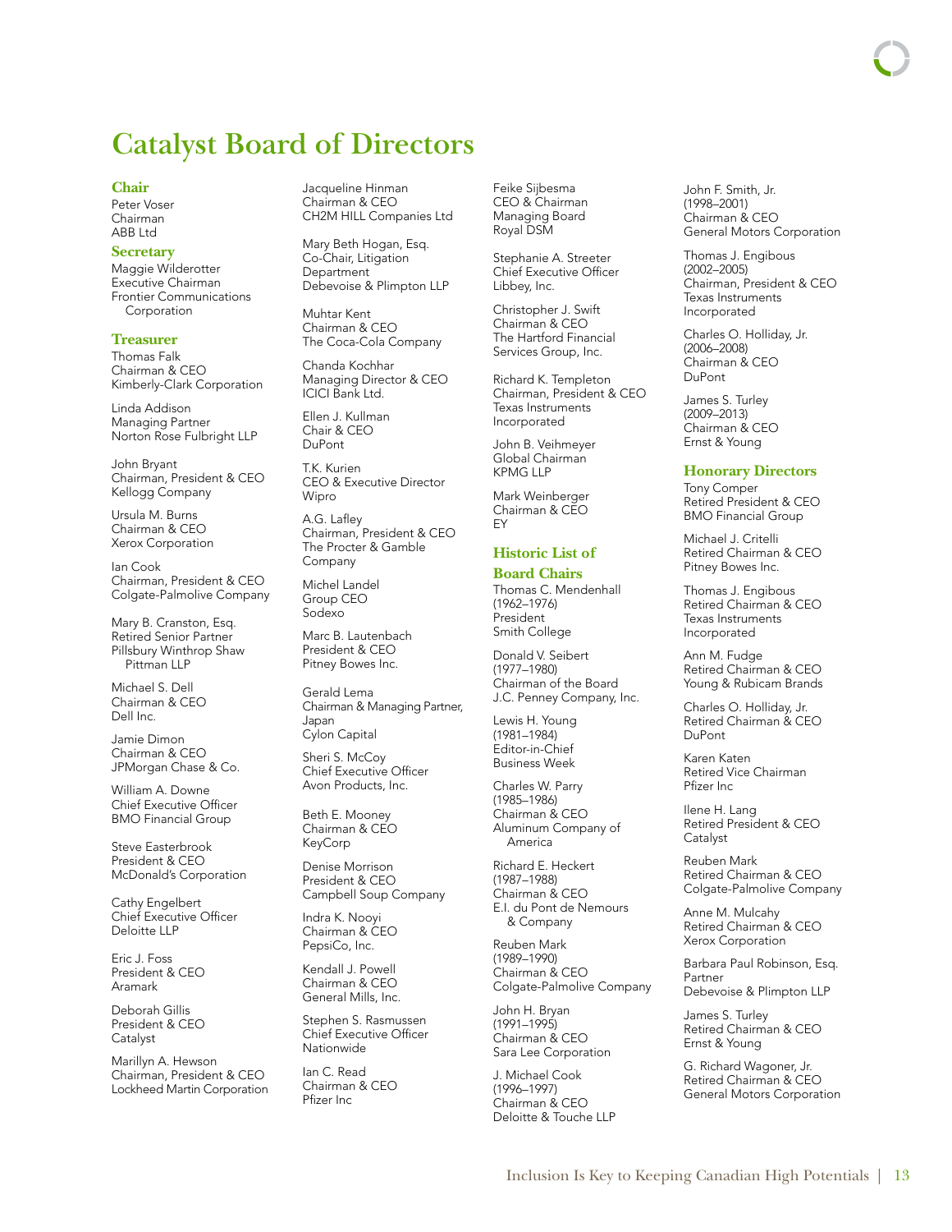# Catalyst Board of Directors

### Chair

Peter Voser
Chairman
ABB Ltd

### Secretary

Maggie Wilderotter
Executive Chairman
Frontier Communications Corporation

### Treasurer

Thomas Falk
Chairman & CEO
Kimberly-Clark Corporation

Linda Addison
Managing Partner
Norton Rose Fulbright LLP

John Bryant
Chairman, President & CEO
Kellogg Company

Ursula M. Burns
Chairman & CEO
Xerox Corporation

Ian Cook
Chairman, President & CEO
Colgate-Palmolive Company

Mary B. Cranston, Esq.
Retired Senior Partner
Pillsbury Winthrop Shaw Pittman LLP

Michael S. Dell
Chairman & CEO
Dell Inc.

Jamie Dimon
Chairman & CEO
JPMorgan Chase & Co.

William A. Downe
Chief Executive Officer
BMO Financial Group

Steve Easterbrook
President & CEO
McDonald's Corporation

Cathy Engelbert
Chief Executive Officer
Deloitte LLP

Eric J. Foss
President & CEO
Aramark

Deborah Gillis
President & CEO
Catalyst

Marillyn A. Hewson
Chairman, President & CEO
Lockheed Martin Corporation

Jacqueline Hinman
Chairman & CEO
CH2M HILL Companies Ltd

Mary Beth Hogan, Esq.
Co-Chair, Litigation Department
Debevoise & Plimpton LLP

Muhtar Kent
Chairman & CEO
The Coca-Cola Company

Chanda Kochhar
Managing Director & CEO
ICICI Bank Ltd.

Ellen J. Kullman
Chair & CEO
DuPont

T.K. Kurien
CEO & Executive Director
Wipro

A.G. Lafley
Chairman, President & CEO
The Procter & Gamble Company

Michel Landel
Group CEO
Sodexo

Marc B. Lautenbach
President & CEO
Pitney Bowes Inc.

Gerald Lema
Chairman & Managing Partner, Japan
Cylon Capital

Sheri S. McCoy
Chief Executive Officer
Avon Products, Inc.

Beth E. Mooney
Chairman & CEO
KeyCorp

Denise Morrison
President & CEO
Campbell Soup Company

Indra K. Nooyi
Chairman & CEO
PepsiCo, Inc.

Kendall J. Powell
Chairman & CEO
General Mills, Inc.

Stephen S. Rasmussen
Chief Executive Officer
Nationwide

Ian C. Read
Chairman & CEO
Pfizer Inc

Feike Sijbesma
CEO & Chairman
Managing Board
Royal DSM

Stephanie A. Streeter
Chief Executive Officer
Libbey, Inc.

Christopher J. Swift
Chairman & CEO
The Hartford Financial Services Group, Inc.

Richard K. Templeton
Chairman, President & CEO
Texas Instruments Incorporated

John B. Veihmeyer
Global Chairman
KPMG LLP

Mark Weinberger
Chairman & CEO
EY

### Historic List of Board Chairs

Thomas C. Mendenhall
(1962–1976)
President
Smith College

Donald V. Seibert
(1977–1980)
Chairman of the Board
J.C. Penney Company, Inc.

Lewis H. Young
(1981–1984)
Editor-in-Chief
Business Week

Charles W. Parry
(1985–1986)
Chairman & CEO
Aluminum Company of America

Richard E. Heckert
(1987–1988)
Chairman & CEO
E.I. du Pont de Nemours & Company

Reuben Mark
(1989–1990)
Chairman & CEO
Colgate-Palmolive Company

John H. Bryan
(1991–1995)
Chairman & CEO
Sara Lee Corporation

J. Michael Cook
(1996–1997)
Chairman & CEO
Deloitte & Touche LLP

John F. Smith, Jr.
(1998–2001)
Chairman & CEO
General Motors Corporation

Thomas J. Engibous
(2002–2005)
Chairman, President & CEO
Texas Instruments Incorporated

Charles O. Holliday, Jr.
(2006–2008)
Chairman & CEO
DuPont

James S. Turley
(2009–2013)
Chairman & CEO
Ernst & Young

### Honorary Directors

Tony Comper
Retired President & CEO
BMO Financial Group

Michael J. Critelli
Retired Chairman & CEO
Pitney Bowes Inc.

Thomas J. Engibous
Retired Chairman & CEO
Texas Instruments Incorporated

Ann M. Fudge
Retired Chairman & CEO
Young & Rubicam Brands

Charles O. Holliday, Jr.
Retired Chairman & CEO
DuPont

Karen Katen
Retired Vice Chairman
Pfizer Inc

Ilene H. Lang
Retired President & CEO
Catalyst

Reuben Mark
Retired Chairman & CEO
Colgate-Palmolive Company

Anne M. Mulcahy
Retired Chairman & CEO
Xerox Corporation

Barbara Paul Robinson, Esq.
Partner
Debevoise & Plimpton LLP

James S. Turley
Retired Chairman & CEO
Ernst & Young

G. Richard Wagoner, Jr.
Retired Chairman & CEO
General Motors Corporation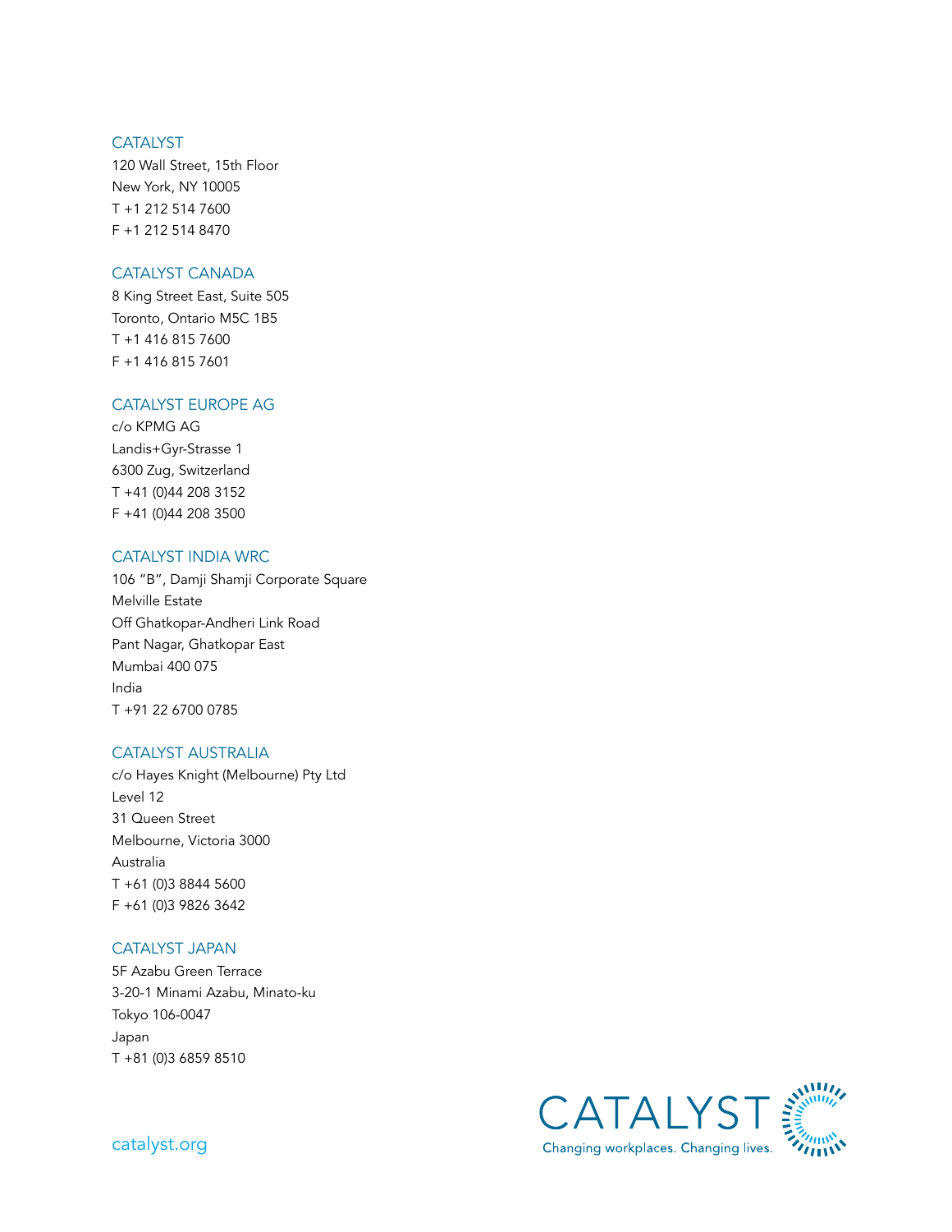CATALYST
120 Wall Street, 15th Floor
New York, NY 10005
T +1 212 514 7600
F +1 212 514 8470

CATALYST CANADA
8 King Street East, Suite 505
Toronto, Ontario M5C 1B5
T +1 416 815 7600
F +1 416 815 7601

CATALYST EUROPE AG
c/o KPMG AG
Landis+Gyr-Strasse 1
6300 Zug, Switzerland
T +41 (0)44 208 3152
F +41 (0)44 208 3500

CATALYST INDIA WRC
106 "B", Damji Shamji Corporate Square
Melville Estate
Off Ghatkopar-Andheri Link Road
Pant Nagar, Ghatkopar East
Mumbai 400 075
India
T +91 22 6700 0785

CATALYST AUSTRALIA
c/o Hayes Knight (Melbourne) Pty Ltd
Level 12
31 Queen Street
Melbourne, Victoria 3000
Australia
T +61 (0)3 8844 5600
F +61 (0)3 9826 3642

CATALYST JAPAN
5F Azabu Green Terrace
3-20-1 Minami Azabu, Minato-ku
Tokyo 106-0047
Japan
T +81 (0)3 6859 8510

catalyst.org

CATALYST
Changing workplaces. Changing lives.